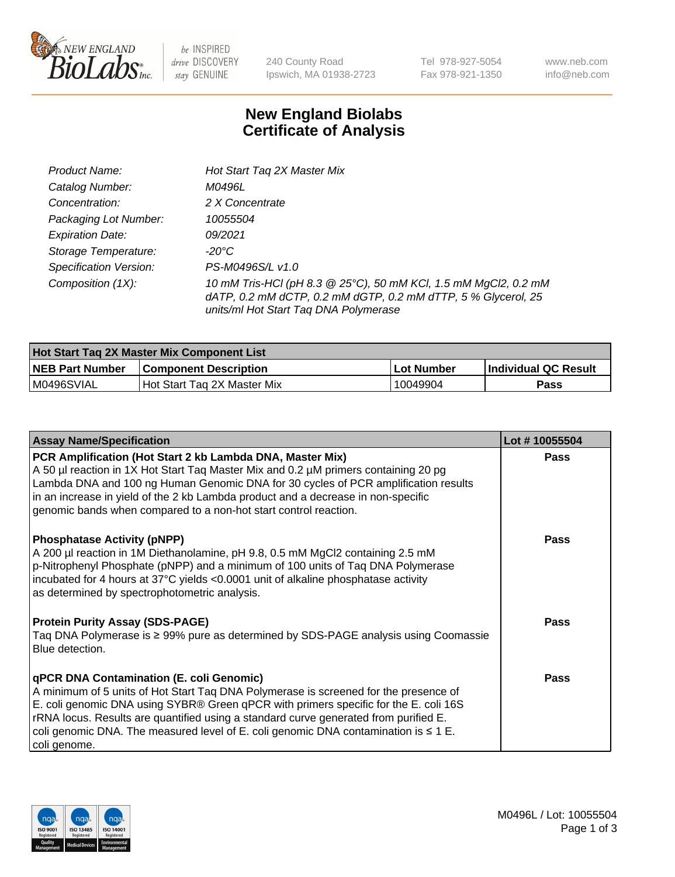# New England Biolabs Certificate of Analysis

| | |
|---|---|
| Product Name: | Hot Start Taq 2X Master Mix |
| Catalog Number: | M0496L |
| Concentration: | 2 X Concentrate |
| Packaging Lot Number: | 10055504 |
| Expiration Date: | 09/2021 |
| Storage Temperature: | -20°C |
| Specification Version: | PS-M0496S/L v1.0 |
| Composition (1X): | 10 mM Tris-HCl (pH 8.3 @ 25°C), 50 mM KCl, 1.5 mM MgCl2, 0.2 mM dATP, 0.2 mM dCTP, 0.2 mM dGTP, 0.2 mM dTTP, 5 % Glycerol, 25 units/ml Hot Start Taq DNA Polymerase |

| Hot Start Taq 2X Master Mix Component List | | | |
|---|---|---|---|
| **NEB Part Number** | **Component Description** | **Lot Number** | **Individual QC Result** |
| M0496SVIAL | Hot Start Taq 2X Master Mix | 10049904 | Pass |

| Assay Name/Specification | Lot # 10055504 |
|---|---|
| **PCR Amplification (Hot Start 2 kb Lambda DNA, Master Mix)** A 50 µl reaction in 1X Hot Start Taq Master Mix and 0.2 µM primers containing 20 pg Lambda DNA and 100 ng Human Genomic DNA for 30 cycles of PCR amplification results in an increase in yield of the 2 kb Lambda product and a decrease in non-specific genomic bands when compared to a non-hot start control reaction. | Pass |
| **Phosphatase Activity (pNPP)** A 200 µl reaction in 1M Diethanolamine, pH 9.8, 0.5 mM MgCl2 containing 2.5 mM p-Nitrophenyl Phosphate (pNPP) and a minimum of 100 units of Taq DNA Polymerase incubated for 4 hours at 37°C yields <0.0001 unit of alkaline phosphatase activity as determined by spectrophotometric analysis. | Pass |
| **Protein Purity Assay (SDS-PAGE)** Taq DNA Polymerase is ≥ 99% pure as determined by SDS-PAGE analysis using Coomassie Blue detection. | Pass |
| **qPCR DNA Contamination (E. coli Genomic)** A minimum of 5 units of Hot Start Taq DNA Polymerase is screened for the presence of E. coli genomic DNA using SYBR® Green qPCR with primers specific for the E. coli 16S rRNA locus. Results are quantified using a standard curve generated from purified E. coli genomic DNA. The measured level of E. coli genomic DNA contamination is ≤ 1 E. coli genome. | Pass |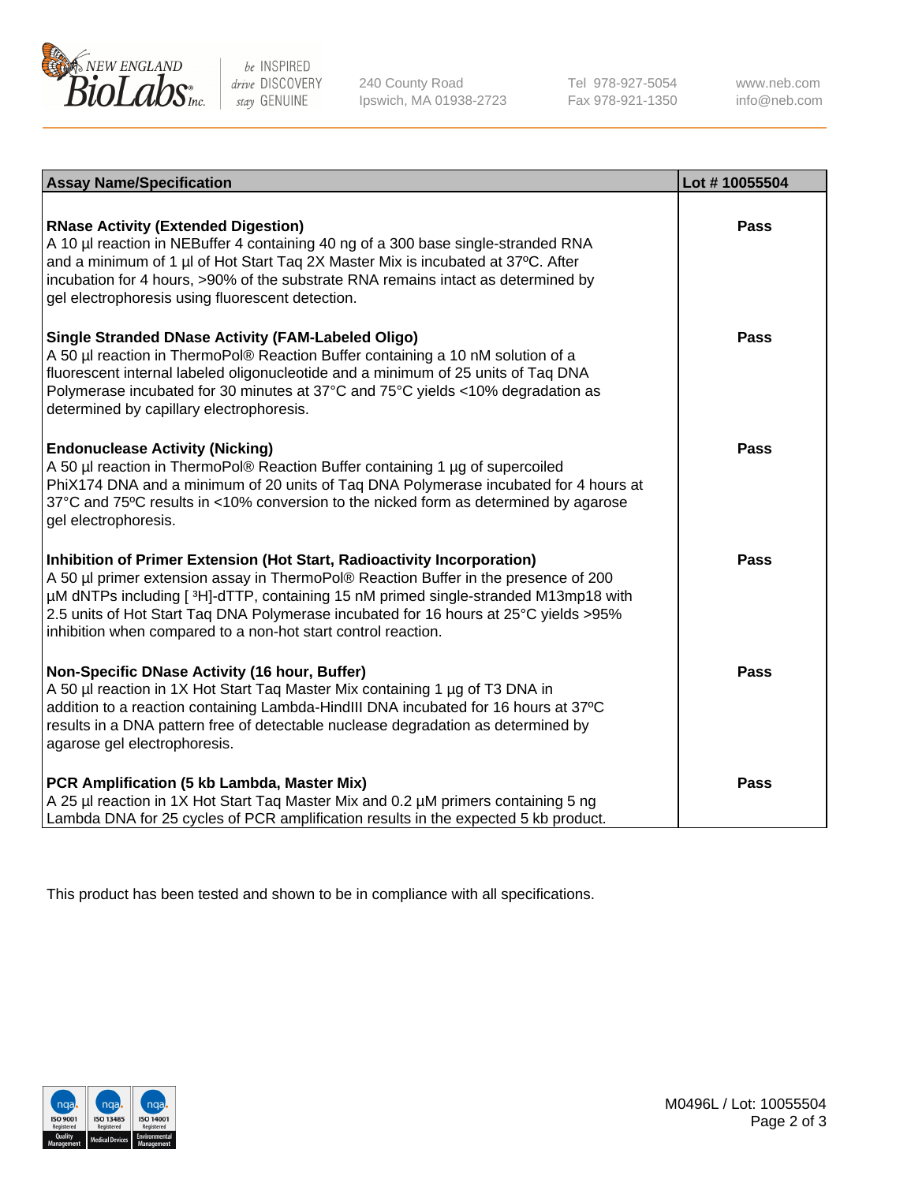| Assay Name/Specification | Lot # 10055504 |
| --- | --- |
| **RNase Activity (Extended Digestion)**<br>A 10 µl reaction in NEBuffer 4 containing 40 ng of a 300 base single-stranded RNA and a minimum of 1 µl of Hot Start Taq 2X Master Mix is incubated at 37ºC. After incubation for 4 hours, >90% of the substrate RNA remains intact as determined by gel electrophoresis using fluorescent detection. | **Pass** |
| **Single Stranded DNase Activity (FAM-Labeled Oligo)**<br>A 50 µl reaction in ThermoPol® Reaction Buffer containing a 10 nM solution of a fluorescent internal labeled oligonucleotide and a minimum of 25 units of Taq DNA Polymerase incubated for 30 minutes at 37°C and 75°C yields <10% degradation as determined by capillary electrophoresis. | **Pass** |
| **Endonuclease Activity (Nicking)**<br>A 50 µl reaction in ThermoPol® Reaction Buffer containing 1 µg of supercoiled PhiX174 DNA and a minimum of 20 units of Taq DNA Polymerase incubated for 4 hours at 37°C and 75ºC results in <10% conversion to the nicked form as determined by agarose gel electrophoresis. | **Pass** |
| **Inhibition of Primer Extension (Hot Start, Radioactivity Incorporation)**<br>A 50 µl primer extension assay in ThermoPol® Reaction Buffer in the presence of 200 µM dNTPs including [ $^{3}$H]-dTTP, containing 15 nM primed single-stranded M13mp18 with 2.5 units of Hot Start Taq DNA Polymerase incubated for 16 hours at 25°C yields >95% inhibition when compared to a non-hot start control reaction. | **Pass** |
| **Non-Specific DNase Activity (16 hour, Buffer)**<br>A 50 µl reaction in 1X Hot Start Taq Master Mix containing 1 µg of T3 DNA in addition to a reaction containing Lambda-HindIII DNA incubated for 16 hours at 37ºC results in a DNA pattern free of detectable nuclease degradation as determined by agarose gel electrophoresis. | **Pass** |
| **PCR Amplification (5 kb Lambda, Master Mix)**<br>A 25 µl reaction in 1X Hot Start Taq Master Mix and 0.2 µM primers containing 5 ng Lambda DNA for 25 cycles of PCR amplification results in the expected 5 kb product. | **Pass** |

This product has been tested and shown to be in compliance with all specifications.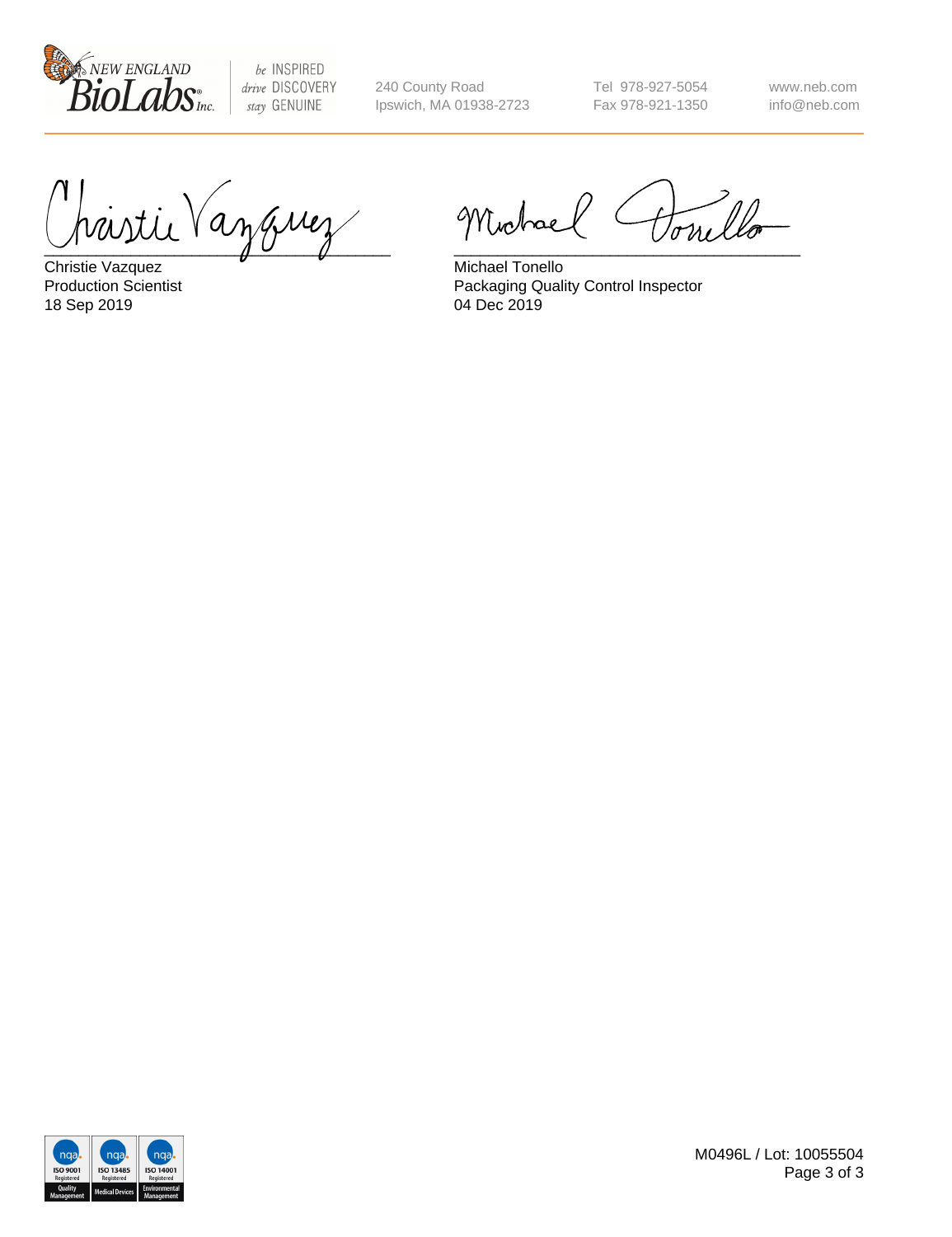NEW ENGLAND BioLabs® Inc.

be INSPIRED drive DISCOVERY stay GENUINE

240 County Road
Ipswich, MA 01938-2723

Tel 978-927-5054
Fax 978-921-1350

www.neb.com
info@neb.com

Christie Vazquez
Production Scientist
18 Sep 2019

Michael Tonello
Packaging Quality Control Inspector
04 Dec 2019

M0496L / Lot: 10055504